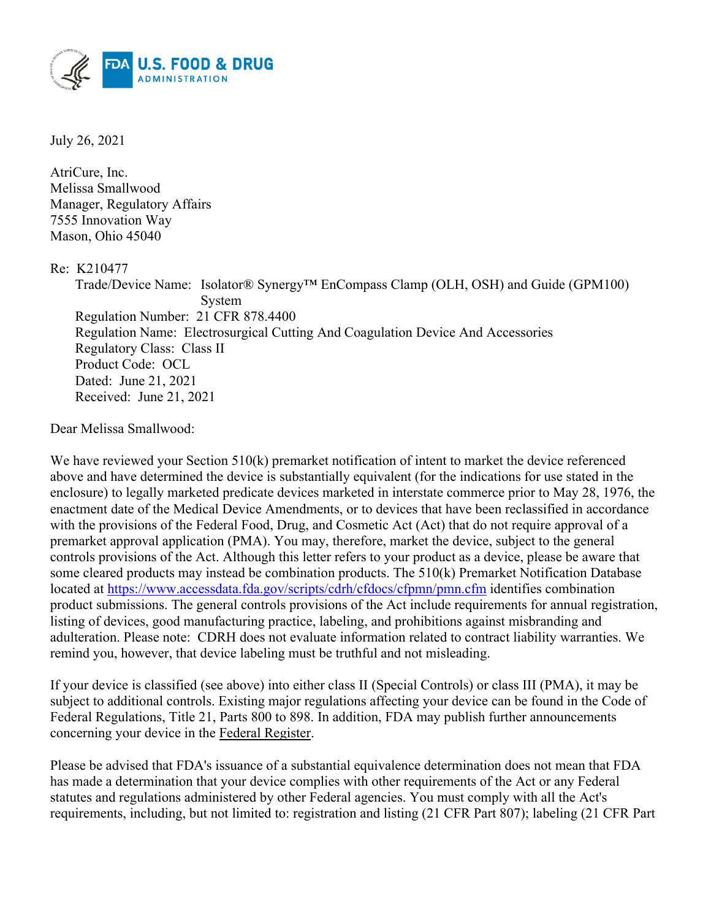July 26, 2021

AtriCure, Inc.
Melissa Smallwood
Manager, Regulatory Affairs
7555 Innovation Way
Mason, Ohio 45040

Re: K210477

Trade/Device Name: Isolator® Synergy™ EnCompass Clamp (OLH, OSH) and Guide (GPM100) System
Regulation Number: 21 CFR 878.4400
Regulation Name: Electrosurgical Cutting And Coagulation Device And Accessories
Regulatory Class: Class II
Product Code: OCL
Dated: June 21, 2021
Received: June 21, 2021

Dear Melissa Smallwood:

We have reviewed your Section 510(k) premarket notification of intent to market the device referenced above and have determined the device is substantially equivalent (for the indications for use stated in the enclosure) to legally marketed predicate devices marketed in interstate commerce prior to May 28, 1976, the enactment date of the Medical Device Amendments, or to devices that have been reclassified in accordance with the provisions of the Federal Food, Drug, and Cosmetic Act (Act) that do not require approval of a premarket approval application (PMA). You may, therefore, market the device, subject to the general controls provisions of the Act. Although this letter refers to your product as a device, please be aware that some cleared products may instead be combination products. The 510(k) Premarket Notification Database located at https://www.accessdata.fda.gov/scripts/cdrh/cfdocs/cfpmn/pmn.cfm identifies combination product submissions. The general controls provisions of the Act include requirements for annual registration, listing of devices, good manufacturing practice, labeling, and prohibitions against misbranding and adulteration. Please note: CDRH does not evaluate information related to contract liability warranties. We remind you, however, that device labeling must be truthful and not misleading.

If your device is classified (see above) into either class II (Special Controls) or class III (PMA), it may be subject to additional controls. Existing major regulations affecting your device can be found in the Code of Federal Regulations, Title 21, Parts 800 to 898. In addition, FDA may publish further announcements concerning your device in the Federal Register.

Please be advised that FDA's issuance of a substantial equivalence determination does not mean that FDA has made a determination that your device complies with other requirements of the Act or any Federal statutes and regulations administered by other Federal agencies. You must comply with all the Act's requirements, including, but not limited to: registration and listing (21 CFR Part 807); labeling (21 CFR Part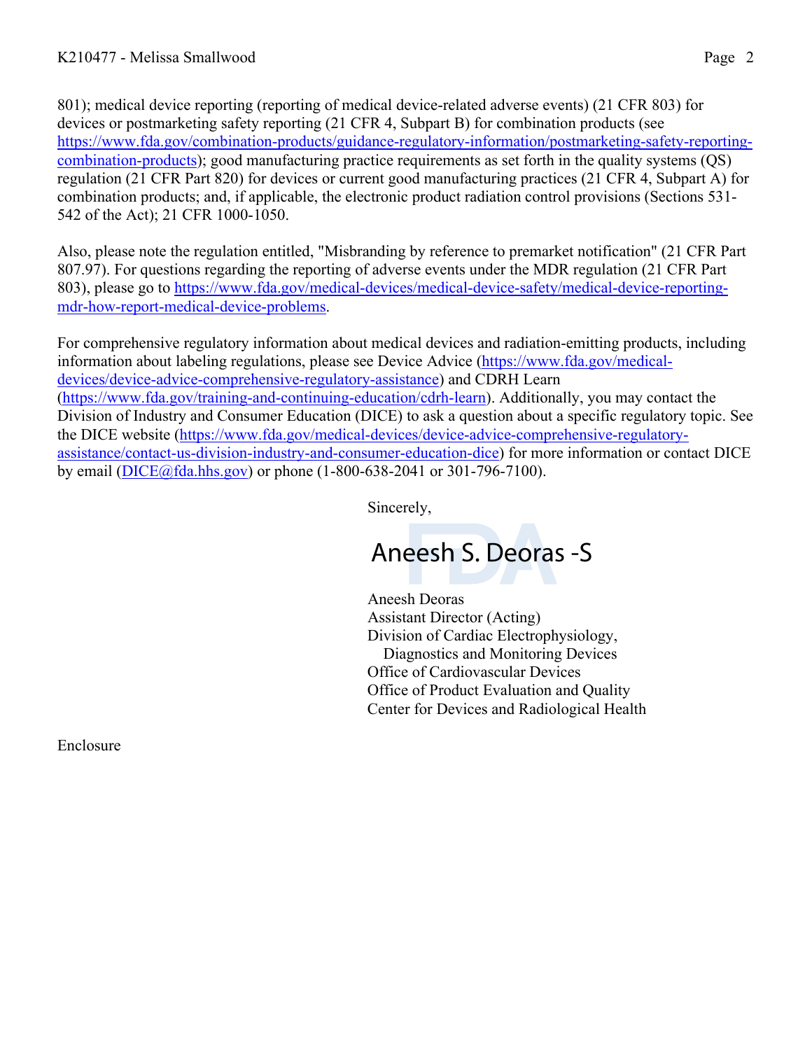801); medical device reporting (reporting of medical device-related adverse events) (21 CFR 803) for devices or postmarketing safety reporting (21 CFR 4, Subpart B) for combination products (see https://www.fda.gov/combination-products/guidance-regulatory-information/postmarketing-safety-reporting-combination-products); good manufacturing practice requirements as set forth in the quality systems (QS) regulation (21 CFR Part 820) for devices or current good manufacturing practices (21 CFR 4, Subpart A) for combination products; and, if applicable, the electronic product radiation control provisions (Sections 531-542 of the Act); 21 CFR 1000-1050.

Also, please note the regulation entitled, "Misbranding by reference to premarket notification" (21 CFR Part 807.97). For questions regarding the reporting of adverse events under the MDR regulation (21 CFR Part 803), please go to https://www.fda.gov/medical-devices/medical-device-safety/medical-device-reporting-mdr-how-report-medical-device-problems.

For comprehensive regulatory information about medical devices and radiation-emitting products, including information about labeling regulations, please see Device Advice (https://www.fda.gov/medical-devices/device-advice-comprehensive-regulatory-assistance) and CDRH Learn (https://www.fda.gov/training-and-continuing-education/cdrh-learn). Additionally, you may contact the Division of Industry and Consumer Education (DICE) to ask a question about a specific regulatory topic. See the DICE website (https://www.fda.gov/medical-devices/device-advice-comprehensive-regulatory-assistance/contact-us-division-industry-and-consumer-education-dice) for more information or contact DICE by email (DICE@fda.hhs.gov) or phone (1-800-638-2041 or 301-796-7100).

Sincerely,

Aneesh S. Deoras -S

Aneesh Deoras
Assistant Director (Acting)
Division of Cardiac Electrophysiology,
Diagnostics and Monitoring Devices
Office of Cardiovascular Devices
Office of Product Evaluation and Quality
Center for Devices and Radiological Health

Enclosure